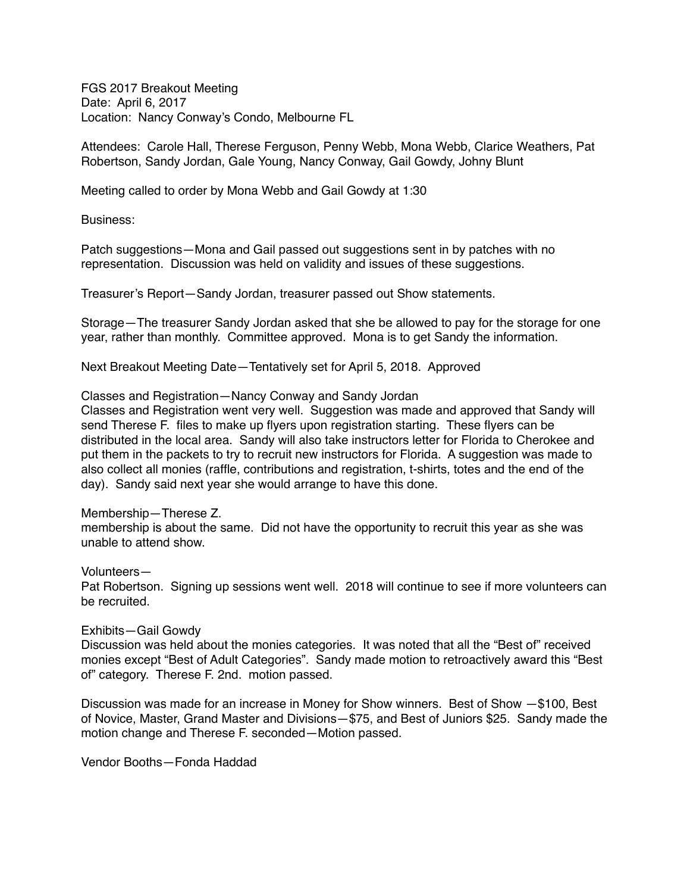FGS 2017 Breakout Meeting
Date: April 6, 2017
Location: Nancy Conway's Condo, Melbourne FL

Attendees: Carole Hall, Therese Ferguson, Penny Webb, Mona Webb, Clarice Weathers, Pat Robertson, Sandy Jordan, Gale Young, Nancy Conway, Gail Gowdy, Johny Blunt

Meeting called to order by Mona Webb and Gail Gowdy at 1:30

Business:

Patch suggestions—Mona and Gail passed out suggestions sent in by patches with no representation. Discussion was held on validity and issues of these suggestions.

Treasurer's Report—Sandy Jordan, treasurer passed out Show statements.

Storage—The treasurer Sandy Jordan asked that she be allowed to pay for the storage for one year, rather than monthly. Committee approved. Mona is to get Sandy the information.

Next Breakout Meeting Date—Tentatively set for April 5, 2018. Approved

Classes and Registration—Nancy Conway and Sandy Jordan
Classes and Registration went very well. Suggestion was made and approved that Sandy will send Therese F. files to make up flyers upon registration starting. These flyers can be distributed in the local area. Sandy will also take instructors letter for Florida to Cherokee and put them in the packets to try to recruit new instructors for Florida. A suggestion was made to also collect all monies (raffle, contributions and registration, t-shirts, totes and the end of the day). Sandy said next year she would arrange to have this done.

Membership—Therese Z.
membership is about the same. Did not have the opportunity to recruit this year as she was unable to attend show.

Volunteers—
Pat Robertson. Signing up sessions went well. 2018 will continue to see if more volunteers can be recruited.

Exhibits—Gail Gowdy
Discussion was held about the monies categories. It was noted that all the "Best of" received monies except "Best of Adult Categories". Sandy made motion to retroactively award this "Best of" category. Therese F. 2nd. motion passed.

Discussion was made for an increase in Money for Show winners. Best of Show —$100, Best of Novice, Master, Grand Master and Divisions—$75, and Best of Juniors $25. Sandy made the motion change and Therese F. seconded—Motion passed.

Vendor Booths—Fonda Haddad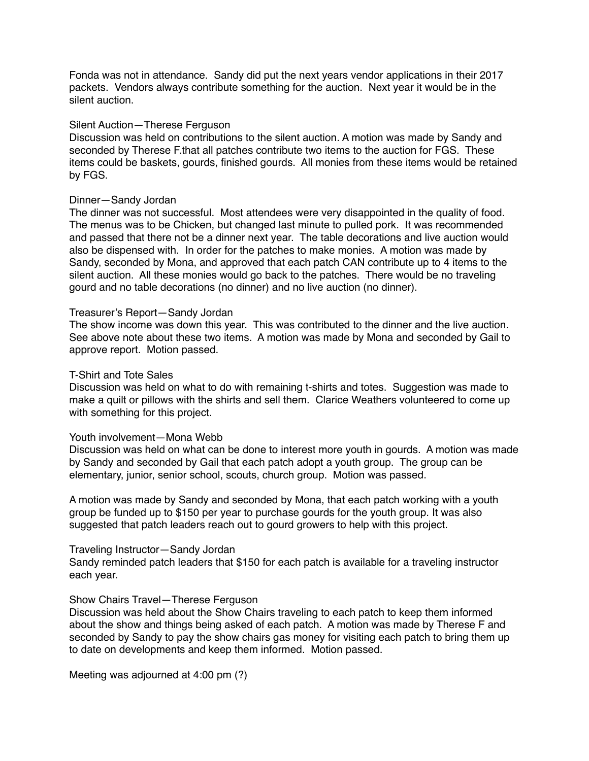Fonda was not in attendance. Sandy did put the next years vendor applications in their 2017 packets. Vendors always contribute something for the auction. Next year it would be in the silent auction.

Silent Auction—Therese Ferguson
Discussion was held on contributions to the silent auction. A motion was made by Sandy and seconded by Therese F.that all patches contribute two items to the auction for FGS. These items could be baskets, gourds, finished gourds. All monies from these items would be retained by FGS.

Dinner—Sandy Jordan
The dinner was not successful. Most attendees were very disappointed in the quality of food. The menus was to be Chicken, but changed last minute to pulled pork. It was recommended and passed that there not be a dinner next year. The table decorations and live auction would also be dispensed with. In order for the patches to make monies. A motion was made by Sandy, seconded by Mona, and approved that each patch CAN contribute up to 4 items to the silent auction. All these monies would go back to the patches. There would be no traveling gourd and no table decorations (no dinner) and no live auction (no dinner).

Treasurer's Report—Sandy Jordan
The show income was down this year. This was contributed to the dinner and the live auction. See above note about these two items. A motion was made by Mona and seconded by Gail to approve report. Motion passed.

T-Shirt and Tote Sales
Discussion was held on what to do with remaining t-shirts and totes. Suggestion was made to make a quilt or pillows with the shirts and sell them. Clarice Weathers volunteered to come up with something for this project.

Youth involvement—Mona Webb
Discussion was held on what can be done to interest more youth in gourds. A motion was made by Sandy and seconded by Gail that each patch adopt a youth group. The group can be elementary, junior, senior school, scouts, church group. Motion was passed.

A motion was made by Sandy and seconded by Mona, that each patch working with a youth group be funded up to $150 per year to purchase gourds for the youth group. It was also suggested that patch leaders reach out to gourd growers to help with this project.

Traveling Instructor—Sandy Jordan
Sandy reminded patch leaders that $150 for each patch is available for a traveling instructor each year.

Show Chairs Travel—Therese Ferguson
Discussion was held about the Show Chairs traveling to each patch to keep them informed about the show and things being asked of each patch. A motion was made by Therese F and seconded by Sandy to pay the show chairs gas money for visiting each patch to bring them up to date on developments and keep them informed. Motion passed.

Meeting was adjourned at 4:00 pm (?)